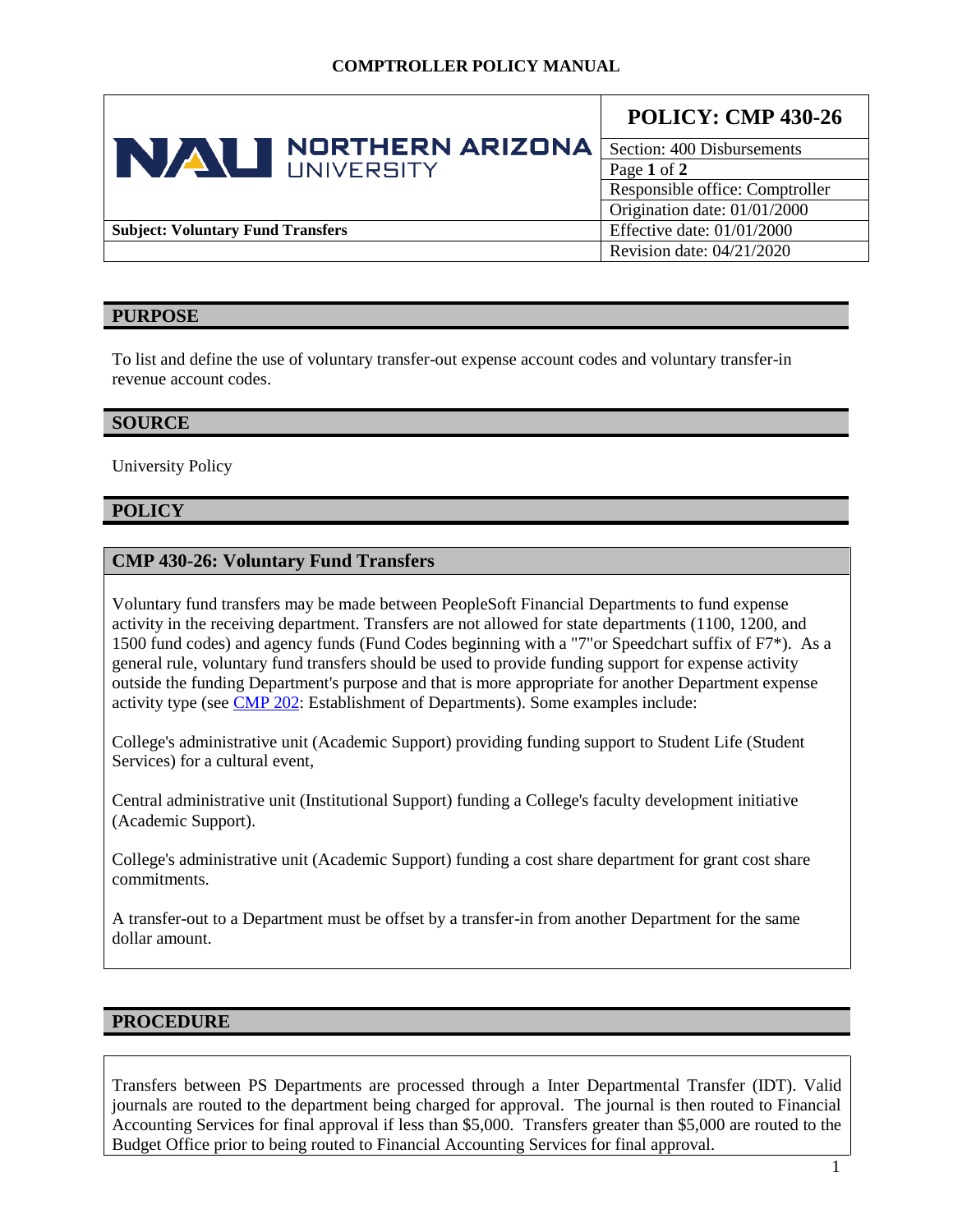# COMPTROLLER POLICY MANUAL

| NORTHERN ARIZONA UNIVERSITY | POLICY: CMP 430-26 |
| --- | --- |
| | Section: 400 Disbursements |
| | Page **1** of **2** |
| | Responsible office: Comptroller |
| | Origination date: 01/01/2000 |
| **Subject: Voluntary Fund Transfers** | Effective date: 01/01/2000 |
| | Revision date: 04/21/2020 |

## PURPOSE

To list and define the use of voluntary transfer-out expense account codes and voluntary transfer-in revenue account codes.

## SOURCE

University Policy

## POLICY

### CMP 430-26: Voluntary Fund Transfers

Voluntary fund transfers may be made between PeopleSoft Financial Departments to fund expense activity in the receiving department. Transfers are not allowed for state departments (1100, 1200, and 1500 fund codes) and agency funds (Fund Codes beginning with a "7"or Speedchart suffix of F7*). As a general rule, voluntary fund transfers should be used to provide funding support for expense activity outside the funding Department's purpose and that is more appropriate for another Department expense activity type (see CMP 202: Establishment of Departments). Some examples include:

College's administrative unit (Academic Support) providing funding support to Student Life (Student Services) for a cultural event,

Central administrative unit (Institutional Support) funding a College's faculty development initiative (Academic Support).

College's administrative unit (Academic Support) funding a cost share department for grant cost share commitments.

A transfer-out to a Department must be offset by a transfer-in from another Department for the same dollar amount.

## PROCEDURE

Transfers between PS Departments are processed through a Inter Departmental Transfer (IDT). Valid journals are routed to the department being charged for approval. The journal is then routed to Financial Accounting Services for final approval if less than $5,000. Transfers greater than $5,000 are routed to the Budget Office prior to being routed to Financial Accounting Services for final approval.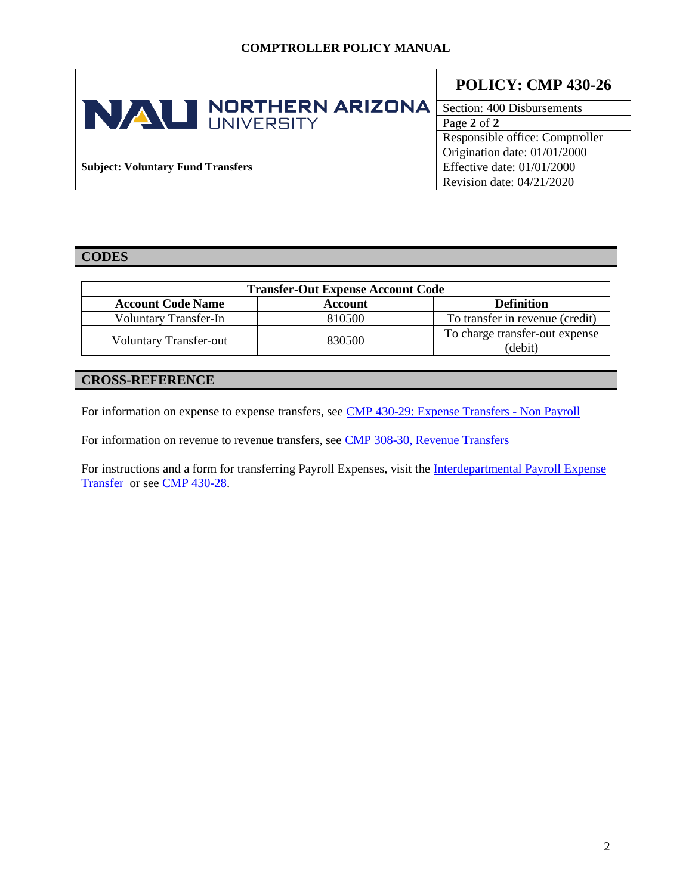## CODES

| Transfer-Out Expense Account Code | | |
| --- | --- | --- |
| **Account Code Name** | **Account** | **Definition** |
| Voluntary Transfer-In | 810500 | To transfer in revenue (credit) |
| Voluntary Transfer-out | 830500 | To charge transfer-out expense (debit) |

## CROSS-REFERENCE

For information on expense to expense transfers, see CMP 430-29: Expense Transfers - Non Payroll

For information on revenue to revenue transfers, see CMP 308-30, Revenue Transfers

For instructions and a form for transferring Payroll Expenses, visit the Interdepartmental Payroll Expense Transfer or see CMP 430-28.